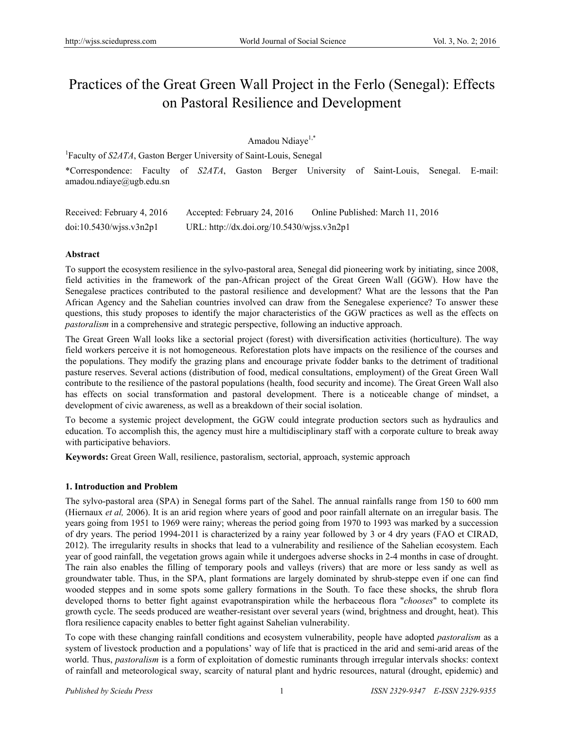# Practices of the Great Green Wall Project in the Ferlo (Senegal): Effects on Pastoral Resilience and Development

Amadou Ndiaye[1,*]

[1]Faculty of *S2ATA*, Gaston Berger University of Saint-Louis, Senegal

*Correspondence: Faculty of *S2ATA*, Gaston Berger University of Saint-Louis, Senegal. E-mail: amadou.ndiaye@ugb.edu.sn

Received: February 4, 2016 Accepted: February 24, 2016 Online Published: March 11, 2016

doi:10.5430/wjss.v3n2p1 URL: http://dx.doi.org/10.5430/wjss.v3n2p1

**Abstract**

To support the ecosystem resilience in the sylvo-pastoral area, Senegal did pioneering work by initiating, since 2008, field activities in the framework of the pan-African project of the Great Green Wall (GGW). How have the Senegalese practices contributed to the pastoral resilience and development? What are the lessons that the Pan African Agency and the Sahelian countries involved can draw from the Senegalese experience? To answer these questions, this study proposes to identify the major characteristics of the GGW practices as well as the effects on *pastoralism* in a comprehensive and strategic perspective, following an inductive approach.

The Great Green Wall looks like a sectorial project (forest) with diversification activities (horticulture). The way field workers perceive it is not homogeneous. Reforestation plots have impacts on the resilience of the courses and the populations. They modify the grazing plans and encourage private fodder banks to the detriment of traditional pasture reserves. Several actions (distribution of food, medical consultations, employment) of the Great Green Wall contribute to the resilience of the pastoral populations (health, food security and income). The Great Green Wall also has effects on social transformation and pastoral development. There is a noticeable change of mindset, a development of civic awareness, as well as a breakdown of their social isolation.

To become a systemic project development, the GGW could integrate production sectors such as hydraulics and education. To accomplish this, the agency must hire a multidisciplinary staff with a corporate culture to break away with participative behaviors.

**Keywords:** Great Green Wall, resilience, pastoralism, sectorial, approach, systemic approach

## 1. Introduction and Problem

The sylvo-pastoral area (SPA) in Senegal forms part of the Sahel. The annual rainfalls range from 150 to 600 mm (Hiernaux *et al,* 2006). It is an arid region where years of good and poor rainfall alternate on an irregular basis. The years going from 1951 to 1969 were rainy; whereas the period going from 1970 to 1993 was marked by a succession of dry years. The period 1994-2011 is characterized by a rainy year followed by 3 or 4 dry years (FAO et CIRAD, 2012). The irregularity results in shocks that lead to a vulnerability and resilience of the Sahelian ecosystem. Each year of good rainfall, the vegetation grows again while it undergoes adverse shocks in 2-4 months in case of drought. The rain also enables the filling of temporary pools and valleys (rivers) that are more or less sandy as well as groundwater table. Thus, in the SPA, plant formations are largely dominated by shrub-steppe even if one can find wooded steppes and in some spots some gallery formations in the South. To face these shocks, the shrub flora developed thorns to better fight against evapotranspiration while the herbaceous flora "*chooses*" to complete its growth cycle. The seeds produced are weather-resistant over several years (wind, brightness and drought, heat). This flora resilience capacity enables to better fight against Sahelian vulnerability.

To cope with these changing rainfall conditions and ecosystem vulnerability, people have adopted *pastoralism* as a system of livestock production and a populations' way of life that is practiced in the arid and semi-arid areas of the world. Thus, *pastoralism* is a form of exploitation of domestic ruminants through irregular intervals shocks: context of rainfall and meteorological sway, scarcity of natural plant and hydric resources, natural (drought, epidemic) and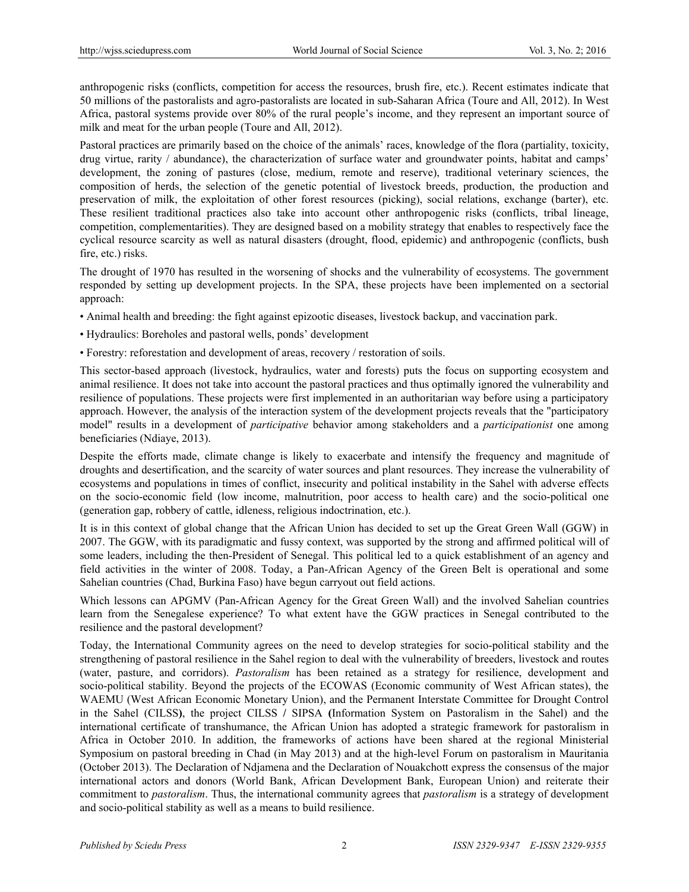anthropogenic risks (conflicts, competition for access the resources, brush fire, etc.). Recent estimates indicate that 50 millions of the pastoralists and agro-pastoralists are located in sub-Saharan Africa (Toure and All, 2012). In West Africa, pastoral systems provide over 80% of the rural people's income, and they represent an important source of milk and meat for the urban people (Toure and All, 2012).

Pastoral practices are primarily based on the choice of the animals' races, knowledge of the flora (partiality, toxicity, drug virtue, rarity / abundance), the characterization of surface water and groundwater points, habitat and camps' development, the zoning of pastures (close, medium, remote and reserve), traditional veterinary sciences, the composition of herds, the selection of the genetic potential of livestock breeds, production, the production and preservation of milk, the exploitation of other forest resources (picking), social relations, exchange (barter), etc. These resilient traditional practices also take into account other anthropogenic risks (conflicts, tribal lineage, competition, complementarities). They are designed based on a mobility strategy that enables to respectively face the cyclical resource scarcity as well as natural disasters (drought, flood, epidemic) and anthropogenic (conflicts, bush fire, etc.) risks.

The drought of 1970 has resulted in the worsening of shocks and the vulnerability of ecosystems. The government responded by setting up development projects. In the SPA, these projects have been implemented on a sectorial approach:

- Animal health and breeding: the fight against epizootic diseases, livestock backup, and vaccination park.
- Hydraulics: Boreholes and pastoral wells, ponds' development
- Forestry: reforestation and development of areas, recovery / restoration of soils.

This sector-based approach (livestock, hydraulics, water and forests) puts the focus on supporting ecosystem and animal resilience. It does not take into account the pastoral practices and thus optimally ignored the vulnerability and resilience of populations. These projects were first implemented in an authoritarian way before using a participatory approach. However, the analysis of the interaction system of the development projects reveals that the "participatory model" results in a development of *participative* behavior among stakeholders and a *participationist* one among beneficiaries (Ndiaye, 2013).

Despite the efforts made, climate change is likely to exacerbate and intensify the frequency and magnitude of droughts and desertification, and the scarcity of water sources and plant resources. They increase the vulnerability of ecosystems and populations in times of conflict, insecurity and political instability in the Sahel with adverse effects on the socio-economic field (low income, malnutrition, poor access to health care) and the socio-political one (generation gap, robbery of cattle, idleness, religious indoctrination, etc.).

It is in this context of global change that the African Union has decided to set up the Great Green Wall (GGW) in 2007. The GGW, with its paradigmatic and fussy context, was supported by the strong and affirmed political will of some leaders, including the then-President of Senegal. This political led to a quick establishment of an agency and field activities in the winter of 2008. Today, a Pan-African Agency of the Green Belt is operational and some Sahelian countries (Chad, Burkina Faso) have begun carryout out field actions.

Which lessons can APGMV (Pan-African Agency for the Great Green Wall) and the involved Sahelian countries learn from the Senegalese experience? To what extent have the GGW practices in Senegal contributed to the resilience and the pastoral development?

Today, the International Community agrees on the need to develop strategies for socio-political stability and the strengthening of pastoral resilience in the Sahel region to deal with the vulnerability of breeders, livestock and routes (water, pasture, and corridors). *Pastoralism* has been retained as a strategy for resilience, development and socio-political stability. Beyond the projects of the ECOWAS (Economic community of West African states), the WAEMU (West African Economic Monetary Union), and the Permanent Interstate Committee for Drought Control in the Sahel (CILSS**)**, the project CILSS **/** SIPSA **(**Information System on Pastoralism in the Sahel) and the international certificate of transhumance, the African Union has adopted a strategic framework for pastoralism in Africa in October 2010. In addition, the frameworks of actions have been shared at the regional Ministerial Symposium on pastoral breeding in Chad (in May 2013) and at the high-level Forum on pastoralism in Mauritania (October 2013). The Declaration of Ndjamena and the Declaration of Nouakchott express the consensus of the major international actors and donors (World Bank, African Development Bank, European Union) and reiterate their commitment to *pastoralism*. Thus, the international community agrees that *pastoralism* is a strategy of development and socio-political stability as well as a means to build resilience.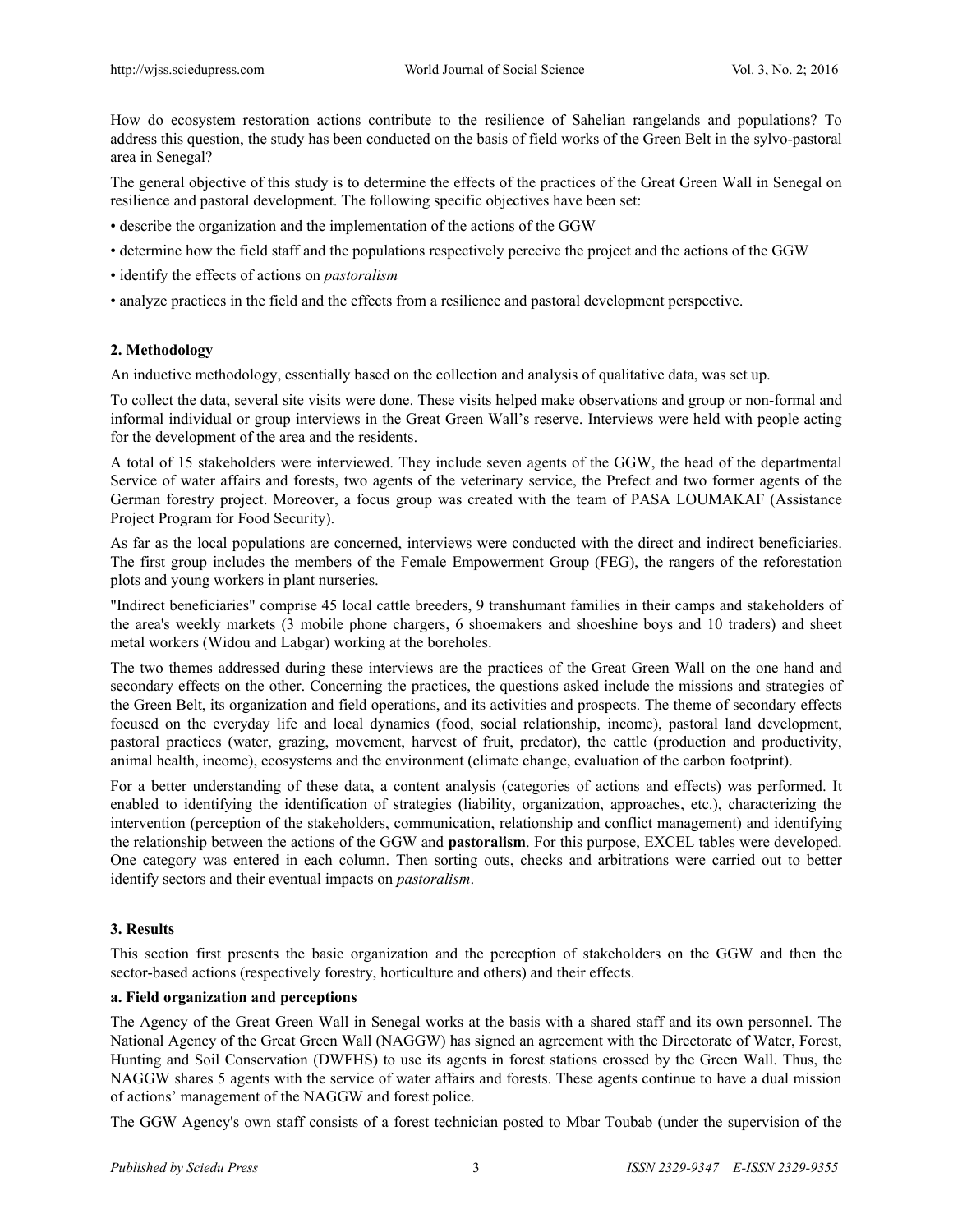How do ecosystem restoration actions contribute to the resilience of Sahelian rangelands and populations? To address this question, the study has been conducted on the basis of field works of the Green Belt in the sylvo-pastoral area in Senegal?

The general objective of this study is to determine the effects of the practices of the Great Green Wall in Senegal on resilience and pastoral development. The following specific objectives have been set:

• describe the organization and the implementation of the actions of the GGW

• determine how the field staff and the populations respectively perceive the project and the actions of the GGW

• identify the effects of actions on *pastoralism*

• analyze practices in the field and the effects from a resilience and pastoral development perspective.

## 2. Methodology

An inductive methodology, essentially based on the collection and analysis of qualitative data, was set up.

To collect the data, several site visits were done. These visits helped make observations and group or non-formal and informal individual or group interviews in the Great Green Wall's reserve. Interviews were held with people acting for the development of the area and the residents.

A total of 15 stakeholders were interviewed. They include seven agents of the GGW, the head of the departmental Service of water affairs and forests, two agents of the veterinary service, the Prefect and two former agents of the German forestry project. Moreover, a focus group was created with the team of PASA LOUMAKAF (Assistance Project Program for Food Security).

As far as the local populations are concerned, interviews were conducted with the direct and indirect beneficiaries. The first group includes the members of the Female Empowerment Group (FEG), the rangers of the reforestation plots and young workers in plant nurseries.

"Indirect beneficiaries" comprise 45 local cattle breeders, 9 transhumant families in their camps and stakeholders of the area's weekly markets (3 mobile phone chargers, 6 shoemakers and shoeshine boys and 10 traders) and sheet metal workers (Widou and Labgar) working at the boreholes.

The two themes addressed during these interviews are the practices of the Great Green Wall on the one hand and secondary effects on the other. Concerning the practices, the questions asked include the missions and strategies of the Green Belt, its organization and field operations, and its activities and prospects. The theme of secondary effects focused on the everyday life and local dynamics (food, social relationship, income), pastoral land development, pastoral practices (water, grazing, movement, harvest of fruit, predator), the cattle (production and productivity, animal health, income), ecosystems and the environment (climate change, evaluation of the carbon footprint).

For a better understanding of these data, a content analysis (categories of actions and effects) was performed. It enabled to identifying the identification of strategies (liability, organization, approaches, etc.), characterizing the intervention (perception of the stakeholders, communication, relationship and conflict management) and identifying the relationship between the actions of the GGW and **pastoralism**. For this purpose, EXCEL tables were developed. One category was entered in each column. Then sorting outs, checks and arbitrations were carried out to better identify sectors and their eventual impacts on *pastoralism*.

## 3. Results

This section first presents the basic organization and the perception of stakeholders on the GGW and then the sector-based actions (respectively forestry, horticulture and others) and their effects.

### a. Field organization and perceptions

The Agency of the Great Green Wall in Senegal works at the basis with a shared staff and its own personnel. The National Agency of the Great Green Wall (NAGGW) has signed an agreement with the Directorate of Water, Forest, Hunting and Soil Conservation (DWFHS) to use its agents in forest stations crossed by the Green Wall. Thus, the NAGGW shares 5 agents with the service of water affairs and forests. These agents continue to have a dual mission of actions' management of the NAGGW and forest police.

The GGW Agency's own staff consists of a forest technician posted to Mbar Toubab (under the supervision of the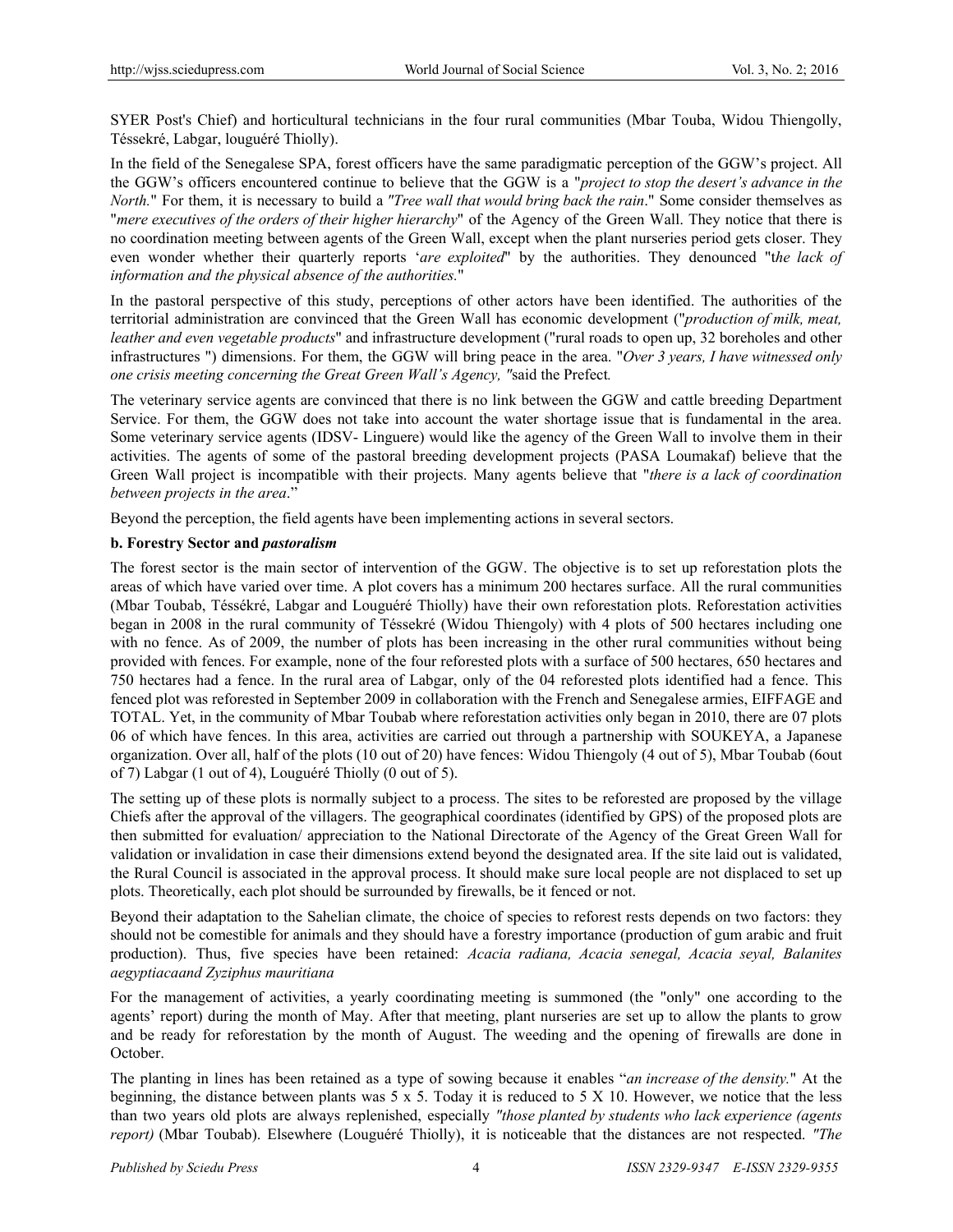SYER Post's Chief) and horticultural technicians in the four rural communities (Mbar Touba, Widou Thiengolly, Téssekré, Labgar, louguéré Thiolly).

In the field of the Senegalese SPA, forest officers have the same paradigmatic perception of the GGW's project. All the GGW's officers encountered continue to believe that the GGW is a "*project to stop the desert's advance in the North.*" For them, it is necessary to build a *"Tree wall that would bring back the rain*." Some consider themselves as "*mere executives of the orders of their higher hierarchy*" of the Agency of the Green Wall. They notice that there is no coordination meeting between agents of the Green Wall, except when the plant nurseries period gets closer. They even wonder whether their quarterly reports '*are exploited*" by the authorities. They denounced "t*he lack of information and the physical absence of the authorities.*"

In the pastoral perspective of this study, perceptions of other actors have been identified. The authorities of the territorial administration are convinced that the Green Wall has economic development ("*production of milk, meat, leather and even vegetable products*" and infrastructure development ("rural roads to open up, 32 boreholes and other infrastructures ") dimensions. For them, the GGW will bring peace in the area. "*Over 3 years, I have witnessed only one crisis meeting concerning the Great Green Wall's Agency, "*said the Prefect*.*

The veterinary service agents are convinced that there is no link between the GGW and cattle breeding Department Service. For them, the GGW does not take into account the water shortage issue that is fundamental in the area. Some veterinary service agents (IDSV- Linguere) would like the agency of the Green Wall to involve them in their activities. The agents of some of the pastoral breeding development projects (PASA Loumakaf) believe that the Green Wall project is incompatible with their projects. Many agents believe that "*there is a lack of coordination between projects in the area*."

Beyond the perception, the field agents have been implementing actions in several sectors.

**b. Forestry Sector and *pastoralism***

The forest sector is the main sector of intervention of the GGW. The objective is to set up reforestation plots the areas of which have varied over time. A plot covers has a minimum 200 hectares surface. All the rural communities (Mbar Toubab, Téssékré, Labgar and Louguéré Thiolly) have their own reforestation plots. Reforestation activities began in 2008 in the rural community of Téssekré (Widou Thiengoly) with 4 plots of 500 hectares including one with no fence. As of 2009, the number of plots has been increasing in the other rural communities without being provided with fences. For example, none of the four reforested plots with a surface of 500 hectares, 650 hectares and 750 hectares had a fence. In the rural area of Labgar, only of the 04 reforested plots identified had a fence. This fenced plot was reforested in September 2009 in collaboration with the French and Senegalese armies, EIFFAGE and TOTAL. Yet, in the community of Mbar Toubab where reforestation activities only began in 2010, there are 07 plots 06 of which have fences. In this area, activities are carried out through a partnership with SOUKEYA, a Japanese organization. Over all, half of the plots (10 out of 20) have fences: Widou Thiengoly (4 out of 5), Mbar Toubab (6out of 7) Labgar (1 out of 4), Louguéré Thiolly (0 out of 5).

The setting up of these plots is normally subject to a process. The sites to be reforested are proposed by the village Chiefs after the approval of the villagers. The geographical coordinates (identified by GPS) of the proposed plots are then submitted for evaluation/ appreciation to the National Directorate of the Agency of the Great Green Wall for validation or invalidation in case their dimensions extend beyond the designated area. If the site laid out is validated, the Rural Council is associated in the approval process. It should make sure local people are not displaced to set up plots. Theoretically, each plot should be surrounded by firewalls, be it fenced or not.

Beyond their adaptation to the Sahelian climate, the choice of species to reforest rests depends on two factors: they should not be comestible for animals and they should have a forestry importance (production of gum arabic and fruit production). Thus, five species have been retained: *Acacia radiana, Acacia senegal, Acacia seyal, Balanites aegyptiacaand Zyziphus mauritiana*

For the management of activities, a yearly coordinating meeting is summoned (the "only" one according to the agents' report) during the month of May. After that meeting, plant nurseries are set up to allow the plants to grow and be ready for reforestation by the month of August. The weeding and the opening of firewalls are done in October.

The planting in lines has been retained as a type of sowing because it enables "*an increase of the density.*" At the beginning, the distance between plants was 5 x 5. Today it is reduced to 5 X 10. However, we notice that the less than two years old plots are always replenished, especially *"those planted by students who lack experience (agents report)* (Mbar Toubab). Elsewhere (Louguéré Thiolly), it is noticeable that the distances are not respected. *"The*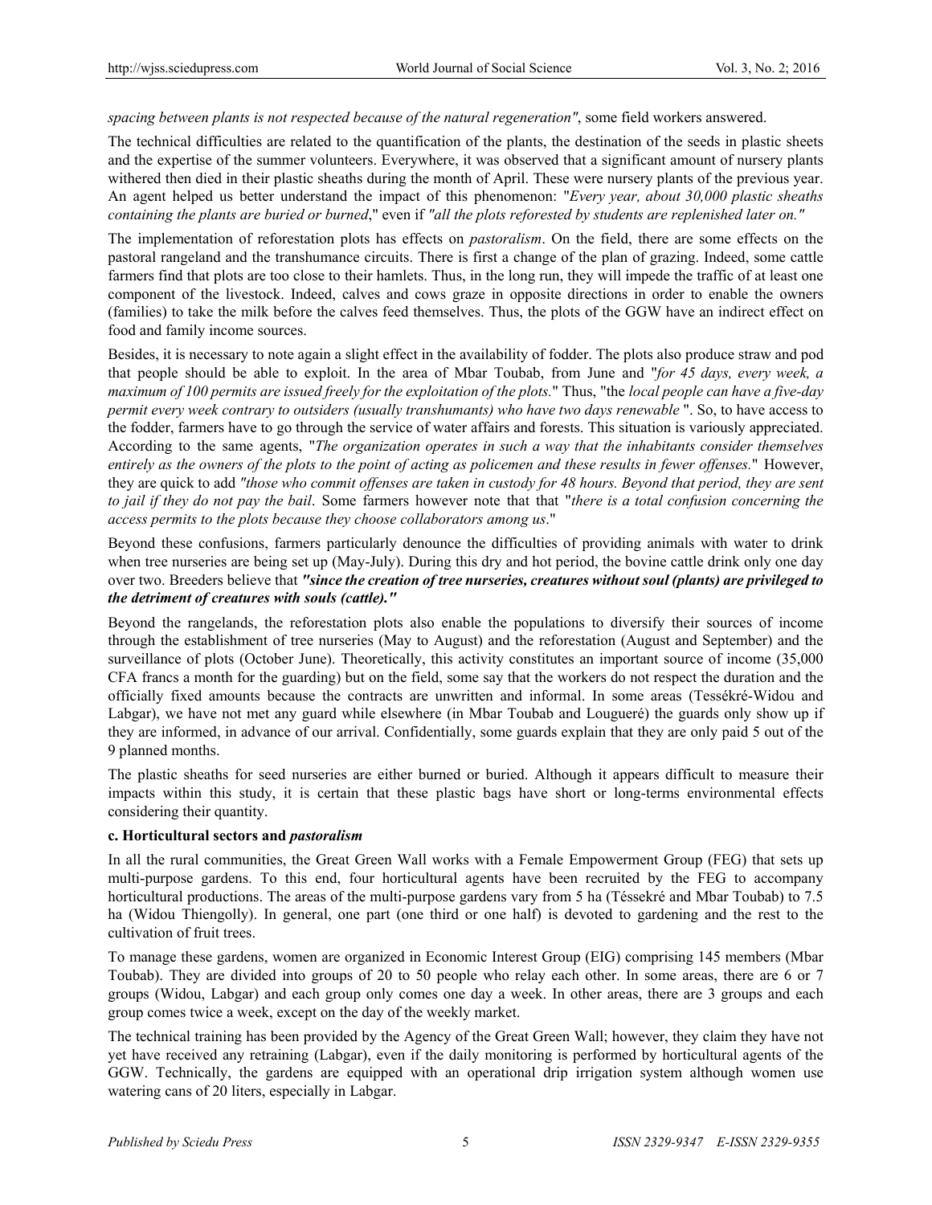*spacing between plants is not respected because of the natural regeneration"*, some field workers answered.

The technical difficulties are related to the quantification of the plants, the destination of the seeds in plastic sheets and the expertise of the summer volunteers. Everywhere, it was observed that a significant amount of nursery plants withered then died in their plastic sheaths during the month of April. These were nursery plants of the previous year. An agent helped us better understand the impact of this phenomenon: "*Every year, about 30,000 plastic sheaths containing the plants are buried or burned*," even if *"all the plots reforested by students are replenished later on."*

The implementation of reforestation plots has effects on *pastoralism*. On the field, there are some effects on the pastoral rangeland and the transhumance circuits. There is first a change of the plan of grazing. Indeed, some cattle farmers find that plots are too close to their hamlets. Thus, in the long run, they will impede the traffic of at least one component of the livestock. Indeed, calves and cows graze in opposite directions in order to enable the owners (families) to take the milk before the calves feed themselves. Thus, the plots of the GGW have an indirect effect on food and family income sources.

Besides, it is necessary to note again a slight effect in the availability of fodder. The plots also produce straw and pod that people should be able to exploit. In the area of Mbar Toubab, from June and "*for 45 days, every week, a maximum of 100 permits are issued freely for the exploitation of the plots.*" Thus, "the *local people can have a five-day permit every week contrary to outsiders (usually transhumants) who have two days renewable* ". So, to have access to the fodder, farmers have to go through the service of water affairs and forests. This situation is variously appreciated. According to the same agents, "*The organization operates in such a way that the inhabitants consider themselves entirely as the owners of the plots to the point of acting as policemen and these results in fewer offenses.*" However, they are quick to add *"those who commit offenses are taken in custody for 48 hours. Beyond that period, they are sent to jail if they do not pay the bail*. Some farmers however note that that "*there is a total confusion concerning the access permits to the plots because they choose collaborators among us*."

Beyond these confusions, farmers particularly denounce the difficulties of providing animals with water to drink when tree nurseries are being set up (May-July). During this dry and hot period, the bovine cattle drink only one day over two. Breeders believe that ***"since the creation of tree nurseries, creatures without soul (plants) are privileged to the detriment of creatures with souls (cattle)."***

Beyond the rangelands, the reforestation plots also enable the populations to diversify their sources of income through the establishment of tree nurseries (May to August) and the reforestation (August and September) and the surveillance of plots (October June). Theoretically, this activity constitutes an important source of income (35,000 CFA francs a month for the guarding) but on the field, some say that the workers do not respect the duration and the officially fixed amounts because the contracts are unwritten and informal. In some areas (Tessékré-Widou and Labgar), we have not met any guard while elsewhere (in Mbar Toubab and Louguеré) the guards only show up if they are informed, in advance of our arrival. Confidentially, some guards explain that they are only paid 5 out of the 9 planned months.

The plastic sheaths for seed nurseries are either burned or buried. Although it appears difficult to measure their impacts within this study, it is certain that these plastic bags have short or long-terms environmental effects considering their quantity.

**c. Horticultural sectors and *pastoralism***

In all the rural communities, the Great Green Wall works with a Female Empowerment Group (FEG) that sets up multi-purpose gardens. To this end, four horticultural agents have been recruited by the FEG to accompany horticultural productions. The areas of the multi-purpose gardens vary from 5 ha (Téssekré and Mbar Toubab) to 7.5 ha (Widou Thiengolly). In general, one part (one third or one half) is devoted to gardening and the rest to the cultivation of fruit trees.

To manage these gardens, women are organized in Economic Interest Group (EIG) comprising 145 members (Mbar Toubab). They are divided into groups of 20 to 50 people who relay each other. In some areas, there are 6 or 7 groups (Widou, Labgar) and each group only comes one day a week. In other areas, there are 3 groups and each group comes twice a week, except on the day of the weekly market.

The technical training has been provided by the Agency of the Great Green Wall; however, they claim they have not yet have received any retraining (Labgar), even if the daily monitoring is performed by horticultural agents of the GGW. Technically, the gardens are equipped with an operational drip irrigation system although women use watering cans of 20 liters, especially in Labgar.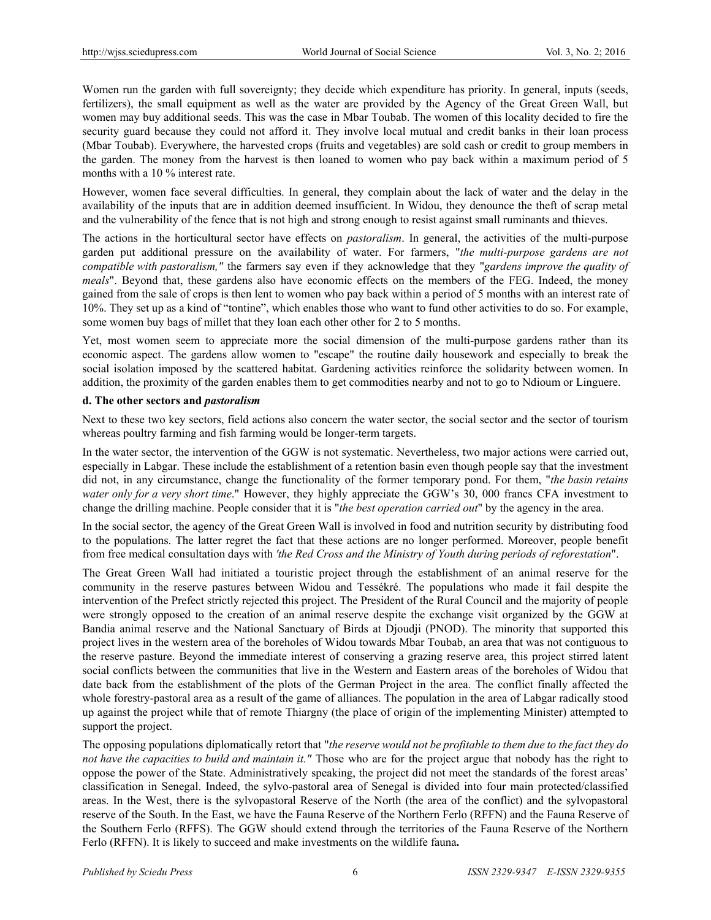Women run the garden with full sovereignty; they decide which expenditure has priority. In general, inputs (seeds, fertilizers), the small equipment as well as the water are provided by the Agency of the Great Green Wall, but women may buy additional seeds. This was the case in Mbar Toubab. The women of this locality decided to fire the security guard because they could not afford it. They involve local mutual and credit banks in their loan process (Mbar Toubab). Everywhere, the harvested crops (fruits and vegetables) are sold cash or credit to group members in the garden. The money from the harvest is then loaned to women who pay back within a maximum period of 5 months with a 10 % interest rate.

However, women face several difficulties. In general, they complain about the lack of water and the delay in the availability of the inputs that are in addition deemed insufficient. In Widou, they denounce the theft of scrap metal and the vulnerability of the fence that is not high and strong enough to resist against small ruminants and thieves.

The actions in the horticultural sector have effects on *pastoralism*. In general, the activities of the multi-purpose garden put additional pressure on the availability of water. For farmers, "*the multi-purpose gardens are not compatible with pastoralism,"* the farmers say even if they acknowledge that they "*gardens improve the quality of meals*". Beyond that, these gardens also have economic effects on the members of the FEG. Indeed, the money gained from the sale of crops is then lent to women who pay back within a period of 5 months with an interest rate of 10%. They set up as a kind of "tontine", which enables those who want to fund other activities to do so. For example, some women buy bags of millet that they loan each other other for 2 to 5 months.

Yet, most women seem to appreciate more the social dimension of the multi-purpose gardens rather than its economic aspect. The gardens allow women to "escape" the routine daily housework and especially to break the social isolation imposed by the scattered habitat. Gardening activities reinforce the solidarity between women. In addition, the proximity of the garden enables them to get commodities nearby and not to go to Ndioum or Linguere.

#### d. The other sectors and *pastoralism*

Next to these two key sectors, field actions also concern the water sector, the social sector and the sector of tourism whereas poultry farming and fish farming would be longer-term targets.

In the water sector, the intervention of the GGW is not systematic. Nevertheless, two major actions were carried out, especially in Labgar. These include the establishment of a retention basin even though people say that the investment did not, in any circumstance, change the functionality of the former temporary pond. For them, "*the basin retains water only for a very short time*." However, they highly appreciate the GGW's 30, 000 francs CFA investment to change the drilling machine. People consider that it is "*the best operation carried out*" by the agency in the area.

In the social sector, the agency of the Great Green Wall is involved in food and nutrition security by distributing food to the populations. The latter regret the fact that these actions are no longer performed. Moreover, people benefit from free medical consultation days with *'the Red Cross and the Ministry of Youth during periods of reforestation*".

The Great Green Wall had initiated a touristic project through the establishment of an animal reserve for the community in the reserve pastures between Widou and Tessékré. The populations who made it fail despite the intervention of the Prefect strictly rejected this project. The President of the Rural Council and the majority of people were strongly opposed to the creation of an animal reserve despite the exchange visit organized by the GGW at Bandia animal reserve and the National Sanctuary of Birds at Djoudji (PNOD). The minority that supported this project lives in the western area of the boreholes of Widou towards Mbar Toubab, an area that was not contiguous to the reserve pasture. Beyond the immediate interest of conserving a grazing reserve area, this project stirred latent social conflicts between the communities that live in the Western and Eastern areas of the boreholes of Widou that date back from the establishment of the plots of the German Project in the area. The conflict finally affected the whole forestry-pastoral area as a result of the game of alliances. The population in the area of Labgar radically stood up against the project while that of remote Thiargny (the place of origin of the implementing Minister) attempted to support the project.

The opposing populations diplomatically retort that "*the reserve would not be profitable to them due to the fact they do not have the capacities to build and maintain it."* Those who are for the project argue that nobody has the right to oppose the power of the State. Administratively speaking, the project did not meet the standards of the forest areas' classification in Senegal. Indeed, the sylvo-pastoral area of Senegal is divided into four main protected/classified areas. In the West, there is the sylvopastoral Reserve of the North (the area of the conflict) and the sylvopastoral reserve of the South. In the East, we have the Fauna Reserve of the Northern Ferlo (RFFN) and the Fauna Reserve of the Southern Ferlo (RFFS). The GGW should extend through the territories of the Fauna Reserve of the Northern Ferlo (RFFN). It is likely to succeed and make investments on the wildlife fauna**.**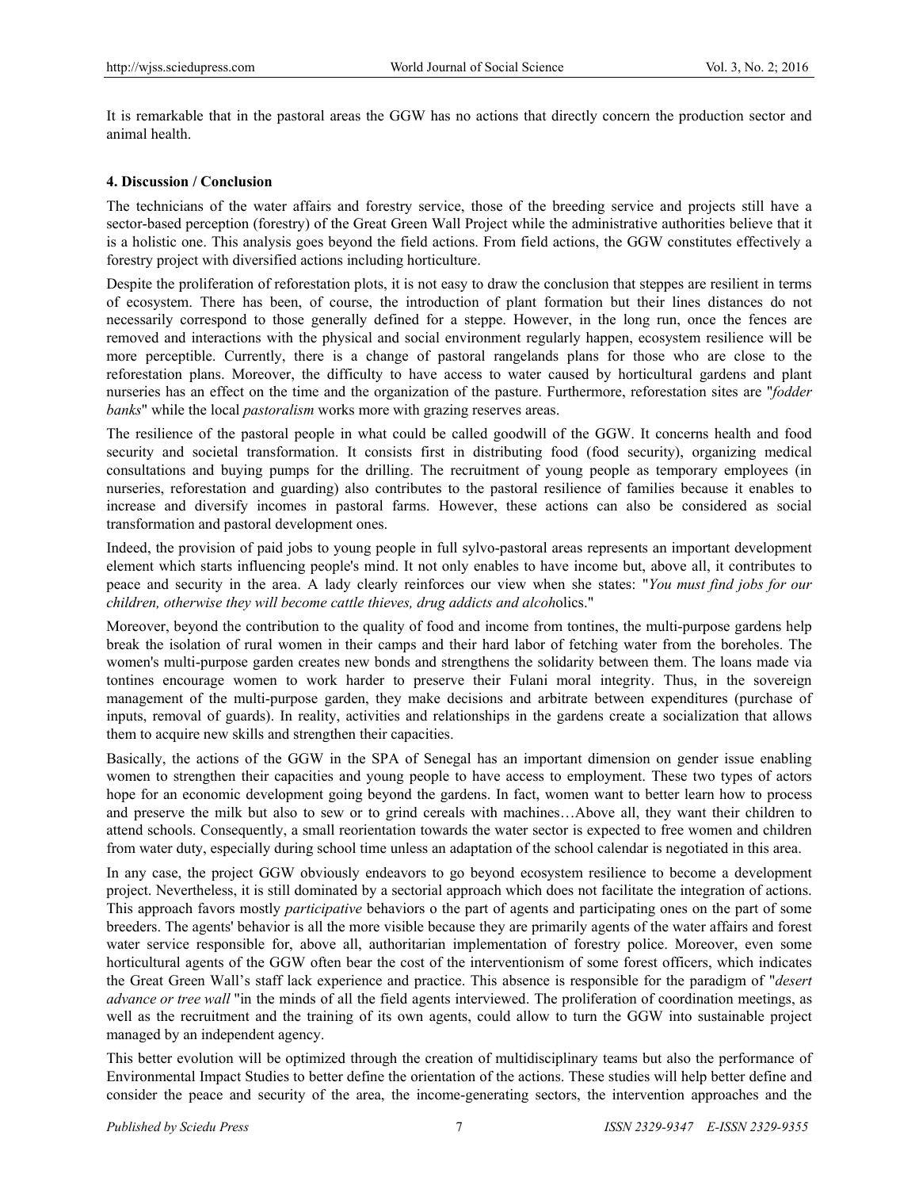It is remarkable that in the pastoral areas the GGW has no actions that directly concern the production sector and animal health.

## 4. Discussion / Conclusion

The technicians of the water affairs and forestry service, those of the breeding service and projects still have a sector-based perception (forestry) of the Great Green Wall Project while the administrative authorities believe that it is a holistic one. This analysis goes beyond the field actions. From field actions, the GGW constitutes effectively a forestry project with diversified actions including horticulture.

Despite the proliferation of reforestation plots, it is not easy to draw the conclusion that steppes are resilient in terms of ecosystem. There has been, of course, the introduction of plant formation but their lines distances do not necessarily correspond to those generally defined for a steppe. However, in the long run, once the fences are removed and interactions with the physical and social environment regularly happen, ecosystem resilience will be more perceptible. Currently, there is a change of pastoral rangelands plans for those who are close to the reforestation plans. Moreover, the difficulty to have access to water caused by horticultural gardens and plant nurseries has an effect on the time and the organization of the pasture. Furthermore, reforestation sites are "*fodder banks*" while the local *pastoralism* works more with grazing reserves areas.

The resilience of the pastoral people in what could be called goodwill of the GGW. It concerns health and food security and societal transformation. It consists first in distributing food (food security), organizing medical consultations and buying pumps for the drilling. The recruitment of young people as temporary employees (in nurseries, reforestation and guarding) also contributes to the pastoral resilience of families because it enables to increase and diversify incomes in pastoral farms. However, these actions can also be considered as social transformation and pastoral development ones.

Indeed, the provision of paid jobs to young people in full sylvo-pastoral areas represents an important development element which starts influencing people's mind. It not only enables to have income but, above all, it contributes to peace and security in the area. A lady clearly reinforces our view when she states: "*You must find jobs for our children, otherwise they will become cattle thieves, drug addicts and alcoh*olics."

Moreover, beyond the contribution to the quality of food and income from tontines, the multi-purpose gardens help break the isolation of rural women in their camps and their hard labor of fetching water from the boreholes. The women's multi-purpose garden creates new bonds and strengthens the solidarity between them. The loans made via tontines encourage women to work harder to preserve their Fulani moral integrity. Thus, in the sovereign management of the multi-purpose garden, they make decisions and arbitrate between expenditures (purchase of inputs, removal of guards). In reality, activities and relationships in the gardens create a socialization that allows them to acquire new skills and strengthen their capacities.

Basically, the actions of the GGW in the SPA of Senegal has an important dimension on gender issue enabling women to strengthen their capacities and young people to have access to employment. These two types of actors hope for an economic development going beyond the gardens. In fact, women want to better learn how to process and preserve the milk but also to sew or to grind cereals with machines…Above all, they want their children to attend schools. Consequently, a small reorientation towards the water sector is expected to free women and children from water duty, especially during school time unless an adaptation of the school calendar is negotiated in this area.

In any case, the project GGW obviously endeavors to go beyond ecosystem resilience to become a development project. Nevertheless, it is still dominated by a sectorial approach which does not facilitate the integration of actions. This approach favors mostly *participative* behaviors o the part of agents and participating ones on the part of some breeders. The agents' behavior is all the more visible because they are primarily agents of the water affairs and forest water service responsible for, above all, authoritarian implementation of forestry police. Moreover, even some horticultural agents of the GGW often bear the cost of the interventionism of some forest officers, which indicates the Great Green Wall's staff lack experience and practice. This absence is responsible for the paradigm of "*desert advance or tree wall* "in the minds of all the field agents interviewed. The proliferation of coordination meetings, as well as the recruitment and the training of its own agents, could allow to turn the GGW into sustainable project managed by an independent agency.

This better evolution will be optimized through the creation of multidisciplinary teams but also the performance of Environmental Impact Studies to better define the orientation of the actions. These studies will help better define and consider the peace and security of the area, the income-generating sectors, the intervention approaches and the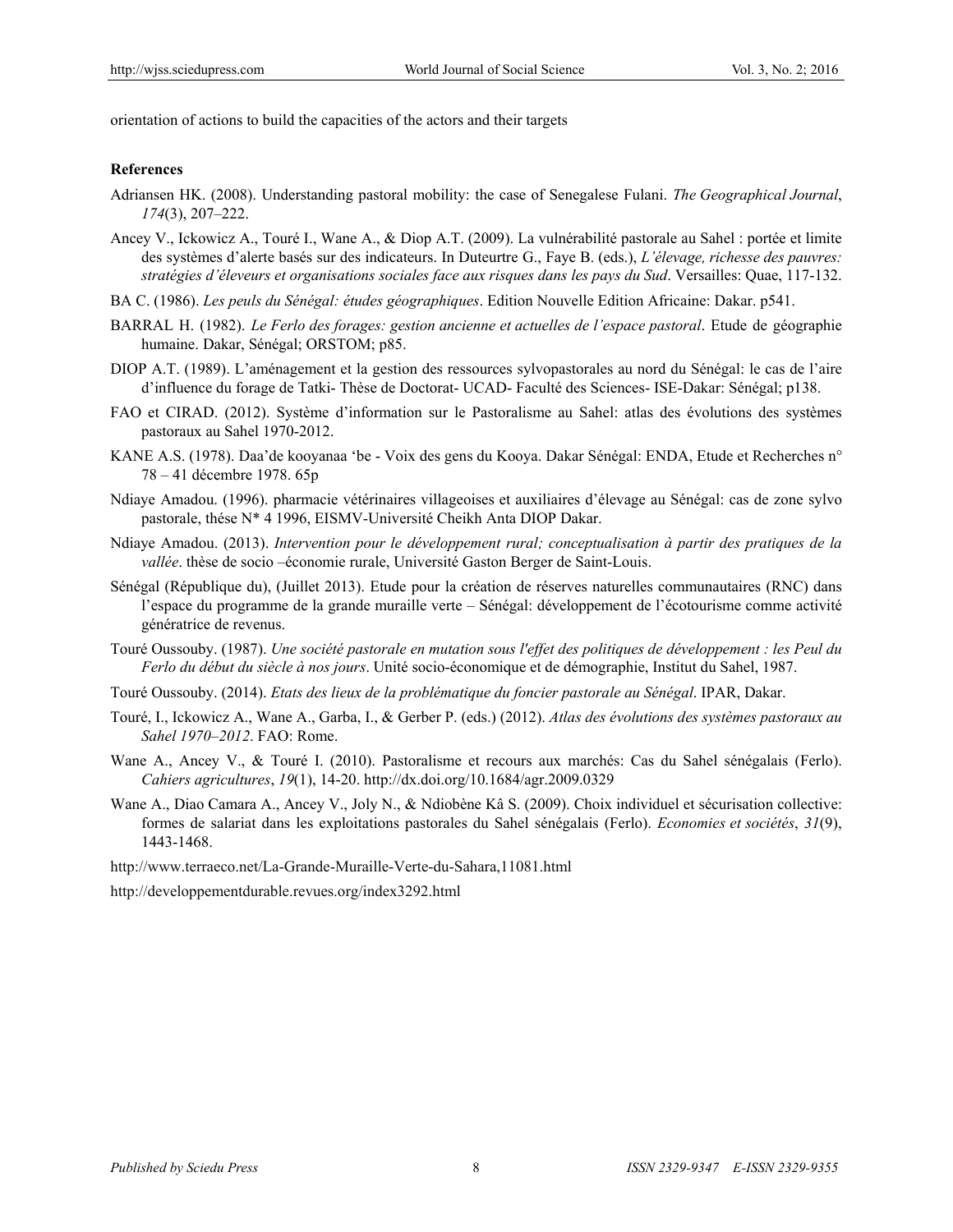orientation of actions to build the capacities of the actors and their targets

**References**

Adriansen HK. (2008). Understanding pastoral mobility: the case of Senegalese Fulani. *The Geographical Journal*, *174*(3), 207–222.

Ancey V., Ickowicz A., Touré I., Wane A., & Diop A.T. (2009). La vulnérabilité pastorale au Sahel : portée et limite des systèmes d'alerte basés sur des indicateurs. In Duteurtre G., Faye B. (eds.), *L'élevage, richesse des pauvres: stratégies d'éleveurs et organisations sociales face aux risques dans les pays du Sud*. Versailles: Quae, 117-132.

BA C. (1986). *Les peuls du Sénégal: études géographiques*. Edition Nouvelle Edition Africaine: Dakar. p541.

BARRAL H. (1982). *Le Ferlo des forages: gestion ancienne et actuelles de l'espace pastoral*. Etude de géographie humaine. Dakar, Sénégal; ORSTOM; p85.

DIOP A.T. (1989). L'aménagement et la gestion des ressources sylvopastorales au nord du Sénégal: le cas de l'aire d'influence du forage de Tatki- Thèse de Doctorat- UCAD- Faculté des Sciences- ISE-Dakar: Sénégal; p138.

FAO et CIRAD. (2012). Système d'information sur le Pastoralisme au Sahel: atlas des évolutions des systèmes pastoraux au Sahel 1970-2012.

KANE A.S. (1978). Daa'de kooyanaa 'be - Voix des gens du Kooya. Dakar Sénégal: ENDA, Etude et Recherches n° 78 – 41 décembre 1978. 65p

Ndiaye Amadou. (1996). pharmacie vétérinaires villageoises et auxiliaires d'élevage au Sénégal: cas de zone sylvo pastorale, thése N* 4 1996, EISMV-Université Cheikh Anta DIOP Dakar.

Ndiaye Amadou. (2013). *Intervention pour le développement rural; conceptualisation à partir des pratiques de la vallée*. thèse de socio –économie rurale, Université Gaston Berger de Saint-Louis.

Sénégal (République du), (Juillet 2013). Etude pour la création de réserves naturelles communautaires (RNC) dans l'espace du programme de la grande muraille verte – Sénégal: développement de l'écotourisme comme activité génératrice de revenus.

Touré Oussouby. (1987). *Une société pastorale en mutation sous l'effet des politiques de développement : les Peul du Ferlo du début du siècle à nos jours*. Unité socio-économique et de démographie, Institut du Sahel, 1987.

Touré Oussouby. (2014). *Etats des lieux de la problématique du foncier pastorale au Sénégal*. IPAR, Dakar.

Touré, I., Ickowicz A., Wane A., Garba, I., & Gerber P. (eds.) (2012). *Atlas des évolutions des systèmes pastoraux au Sahel 1970–2012*. FAO: Rome.

Wane A., Ancey V., & Touré I. (2010). Pastoralisme et recours aux marchés: Cas du Sahel sénégalais (Ferlo). *Cahiers agricultures*, *19*(1), 14-20. http://dx.doi.org/10.1684/agr.2009.0329

Wane A., Diao Camara A., Ancey V., Joly N., & Ndiobène Kâ S. (2009). Choix individuel et sécurisation collective: formes de salariat dans les exploitations pastorales du Sahel sénégalais (Ferlo). *Economies et sociétés*, *31*(9), 1443-1468.

http://www.terraeco.net/La-Grande-Muraille-Verte-du-Sahara,11081.html

http://developpementdurable.revues.org/index3292.html